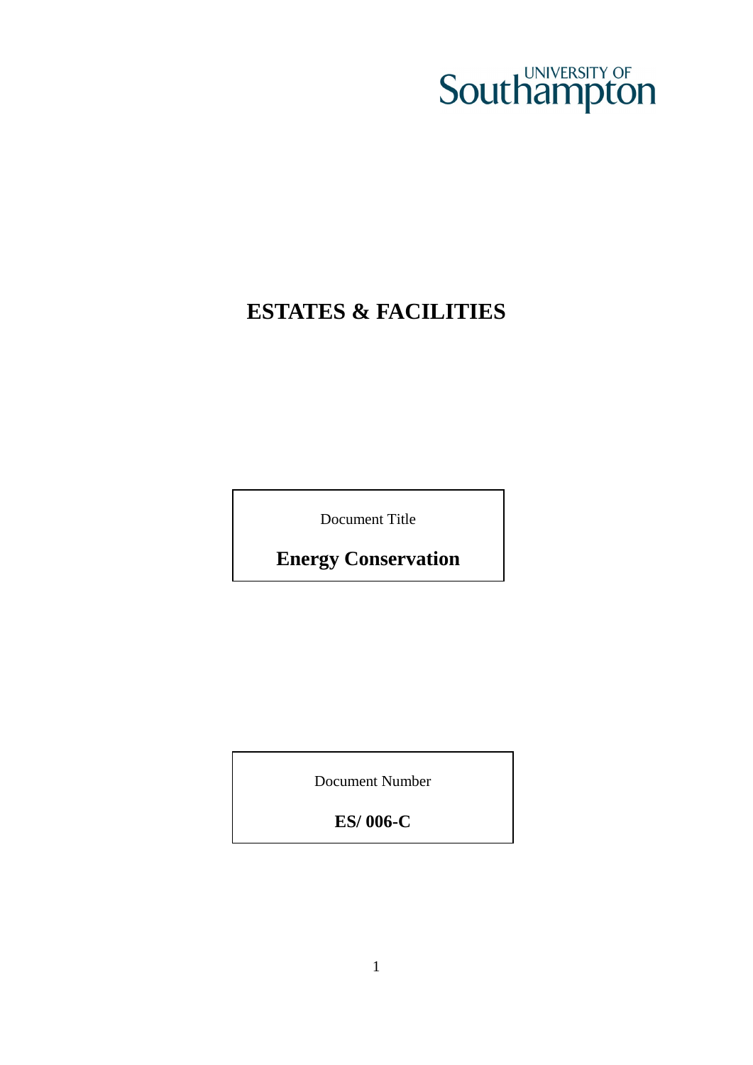UNIVERSITY OF Southampton

# ESTATES & FACILITIES

Document Title

**Energy Conservation**

Document Number

**ES/ 006-C**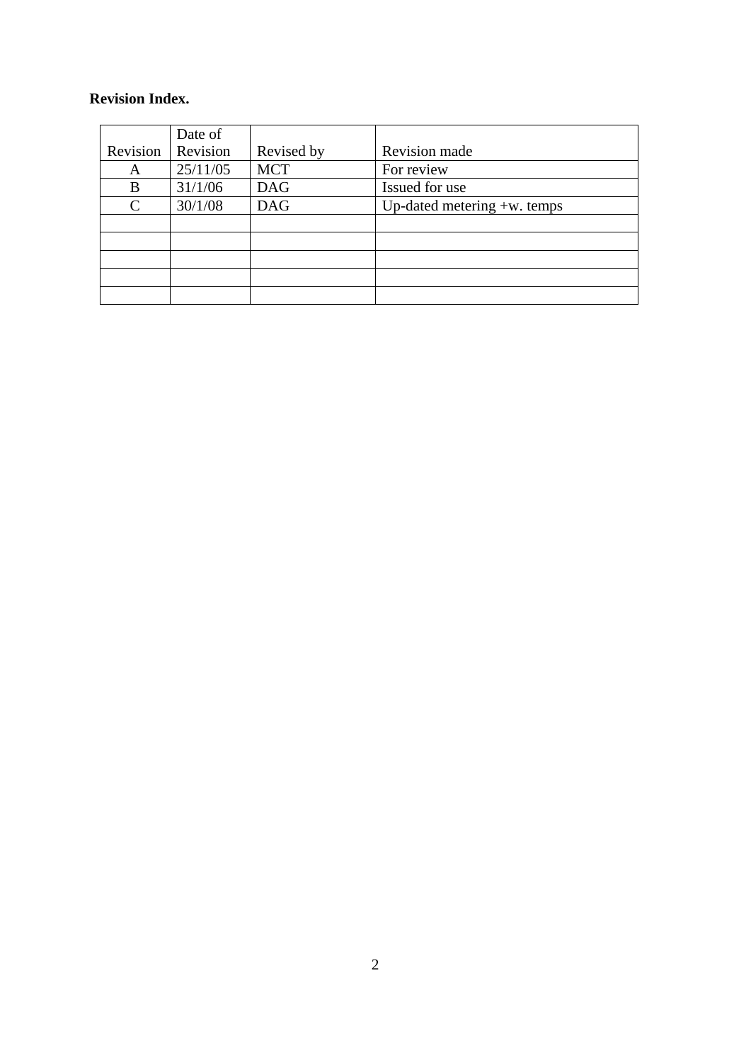**Revision Index.**

| Revision | Date of Revision | Revised by | Revision made |
|---|---|---|---|
| A | 25/11/05 | MCT | For review |
| B | 31/1/06 | DAG | Issued for use |
| C | 30/1/08 | DAG | Up-dated metering +w. temps |
| | | | |
| | | | |
| | | | |
| | | | |
| | | | |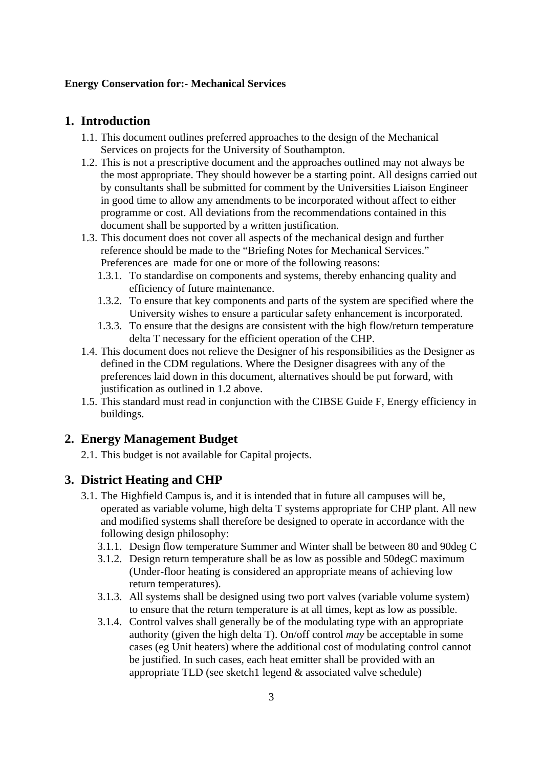**Energy Conservation for:- Mechanical Services**

## 1. Introduction

1.1. This document outlines preferred approaches to the design of the Mechanical Services on projects for the University of Southampton.

1.2. This is not a prescriptive document and the approaches outlined may not always be the most appropriate. They should however be a starting point. All designs carried out by consultants shall be submitted for comment by the Universities Liaison Engineer in good time to allow any amendments to be incorporated without affect to either programme or cost. All deviations from the recommendations contained in this document shall be supported by a written justification.

1.3. This document does not cover all aspects of the mechanical design and further reference should be made to the “Briefing Notes for Mechanical Services.” Preferences are made for one or more of the following reasons:

1.3.1. To standardise on components and systems, thereby enhancing quality and efficiency of future maintenance.

1.3.2. To ensure that key components and parts of the system are specified where the University wishes to ensure a particular safety enhancement is incorporated.

1.3.3. To ensure that the designs are consistent with the high flow/return temperature delta T necessary for the efficient operation of the CHP.

1.4. This document does not relieve the Designer of his responsibilities as the Designer as defined in the CDM regulations. Where the Designer disagrees with any of the preferences laid down in this document, alternatives should be put forward, with justification as outlined in 1.2 above.

1.5. This standard must read in conjunction with the CIBSE Guide F, Energy efficiency in buildings.

## 2. Energy Management Budget

2.1. This budget is not available for Capital projects.

## 3. District Heating and CHP

3.1. The Highfield Campus is, and it is intended that in future all campuses will be, operated as variable volume, high delta T systems appropriate for CHP plant. All new and modified systems shall therefore be designed to operate in accordance with the following design philosophy:

3.1.1. Design flow temperature Summer and Winter shall be between 80 and 90deg C

3.1.2. Design return temperature shall be as low as possible and 50degC maximum (Under-floor heating is considered an appropriate means of achieving low return temperatures).

3.1.3. All systems shall be designed using two port valves (variable volume system) to ensure that the return temperature is at all times, kept as low as possible.

3.1.4. Control valves shall generally be of the modulating type with an appropriate authority (given the high delta T). On/off control *may* be acceptable in some cases (eg Unit heaters) where the additional cost of modulating control cannot be justified. In such cases, each heat emitter shall be provided with an appropriate TLD (see sketch1 legend & associated valve schedule)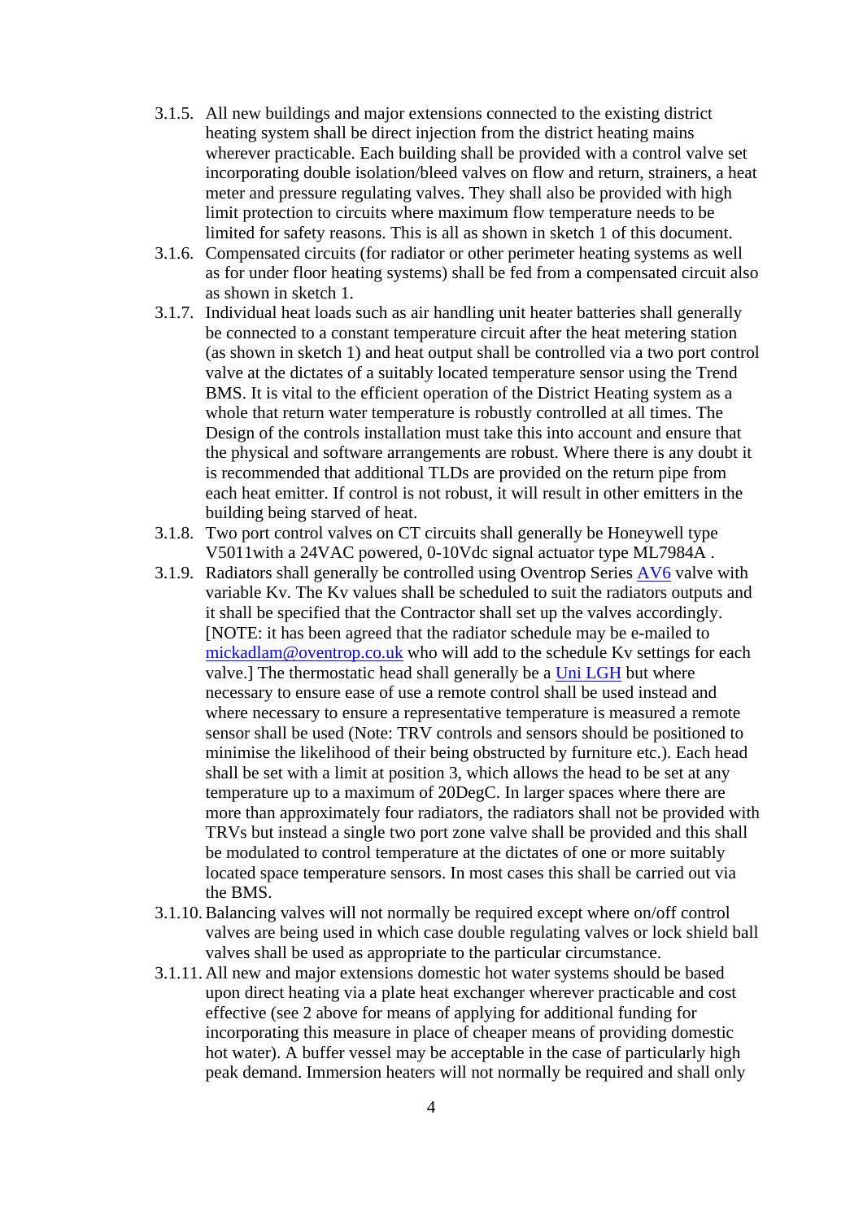3.1.5. All new buildings and major extensions connected to the existing district heating system shall be direct injection from the district heating mains wherever practicable. Each building shall be provided with a control valve set incorporating double isolation/bleed valves on flow and return, strainers, a heat meter and pressure regulating valves. They shall also be provided with high limit protection to circuits where maximum flow temperature needs to be limited for safety reasons. This is all as shown in sketch 1 of this document.

3.1.6. Compensated circuits (for radiator or other perimeter heating systems as well as for under floor heating systems) shall be fed from a compensated circuit also as shown in sketch 1.

3.1.7. Individual heat loads such as air handling unit heater batteries shall generally be connected to a constant temperature circuit after the heat metering station (as shown in sketch 1) and heat output shall be controlled via a two port control valve at the dictates of a suitably located temperature sensor using the Trend BMS. It is vital to the efficient operation of the District Heating system as a whole that return water temperature is robustly controlled at all times. The Design of the controls installation must take this into account and ensure that the physical and software arrangements are robust. Where there is any doubt it is recommended that additional TLDs are provided on the return pipe from each heat emitter. If control is not robust, it will result in other emitters in the building being starved of heat.

3.1.8. Two port control valves on CT circuits shall generally be Honeywell type V5011with a 24VAC powered, 0-10Vdc signal actuator type ML7984A .

3.1.9. Radiators shall generally be controlled using Oventrop Series AV6 valve with variable Kv. The Kv values shall be scheduled to suit the radiators outputs and it shall be specified that the Contractor shall set up the valves accordingly. [NOTE: it has been agreed that the radiator schedule may be e-mailed to mickadlam@oventrop.co.uk who will add to the schedule Kv settings for each valve.] The thermostatic head shall generally be a Uni LGH but where necessary to ensure ease of use a remote control shall be used instead and where necessary to ensure a representative temperature is measured a remote sensor shall be used (Note: TRV controls and sensors should be positioned to minimise the likelihood of their being obstructed by furniture etc.). Each head shall be set with a limit at position 3, which allows the head to be set at any temperature up to a maximum of 20DegC. In larger spaces where there are more than approximately four radiators, the radiators shall not be provided with TRVs but instead a single two port zone valve shall be provided and this shall be modulated to control temperature at the dictates of one or more suitably located space temperature sensors. In most cases this shall be carried out via the BMS.

3.1.10. Balancing valves will not normally be required except where on/off control valves are being used in which case double regulating valves or lock shield ball valves shall be used as appropriate to the particular circumstance.

3.1.11. All new and major extensions domestic hot water systems should be based upon direct heating via a plate heat exchanger wherever practicable and cost effective (see 2 above for means of applying for additional funding for incorporating this measure in place of cheaper means of providing domestic hot water). A buffer vessel may be acceptable in the case of particularly high peak demand. Immersion heaters will not normally be required and shall only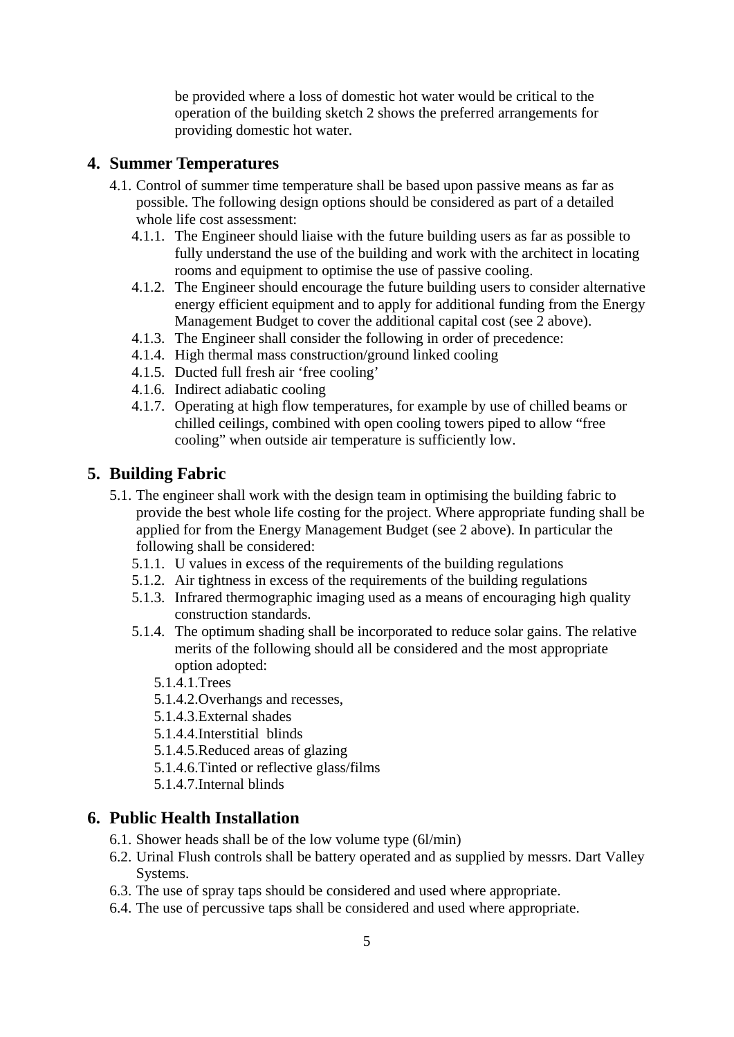be provided where a loss of domestic hot water would be critical to the operation of the building sketch 2 shows the preferred arrangements for providing domestic hot water.

## 4. Summer Temperatures

4.1. Control of summer time temperature shall be based upon passive means as far as possible. The following design options should be considered as part of a detailed whole life cost assessment:

- 4.1.1. The Engineer should liaise with the future building users as far as possible to fully understand the use of the building and work with the architect in locating rooms and equipment to optimise the use of passive cooling.
- 4.1.2. The Engineer should encourage the future building users to consider alternative energy efficient equipment and to apply for additional funding from the Energy Management Budget to cover the additional capital cost (see 2 above).
- 4.1.3. The Engineer shall consider the following in order of precedence:
- 4.1.4. High thermal mass construction/ground linked cooling
- 4.1.5. Ducted full fresh air 'free cooling'
- 4.1.6. Indirect adiabatic cooling
- 4.1.7. Operating at high flow temperatures, for example by use of chilled beams or chilled ceilings, combined with open cooling towers piped to allow "free cooling" when outside air temperature is sufficiently low.

## 5. Building Fabric

5.1. The engineer shall work with the design team in optimising the building fabric to provide the best whole life costing for the project. Where appropriate funding shall be applied for from the Energy Management Budget (see 2 above). In particular the following shall be considered:

- 5.1.1. U values in excess of the requirements of the building regulations
- 5.1.2. Air tightness in excess of the requirements of the building regulations
- 5.1.3. Infrared thermographic imaging used as a means of encouraging high quality construction standards.
- 5.1.4. The optimum shading shall be incorporated to reduce solar gains. The relative merits of the following should all be considered and the most appropriate option adopted:
  - 5.1.4.1. Trees
  - 5.1.4.2. Overhangs and recesses,
  - 5.1.4.3. External shades
  - 5.1.4.4. Interstitial blinds
  - 5.1.4.5. Reduced areas of glazing
  - 5.1.4.6. Tinted or reflective glass/films
  - 5.1.4.7. Internal blinds

## 6. Public Health Installation

- 6.1. Shower heads shall be of the low volume type (6l/min)
- 6.2. Urinal Flush controls shall be battery operated and as supplied by messrs. Dart Valley Systems.
- 6.3. The use of spray taps should be considered and used where appropriate.
- 6.4. The use of percussive taps shall be considered and used where appropriate.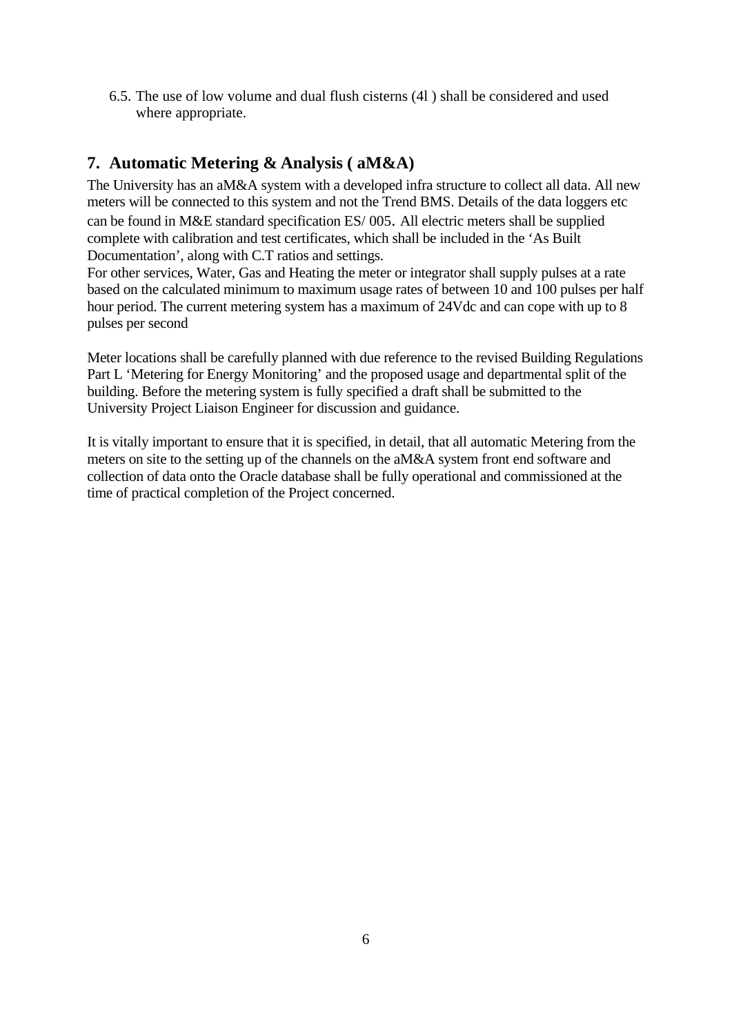6.5. The use of low volume and dual flush cisterns (4l ) shall be considered and used where appropriate.

## 7. Automatic Metering & Analysis ( aM&A)

The University has an aM&A system with a developed infra structure to collect all data. All new meters will be connected to this system and not the Trend BMS. Details of the data loggers etc can be found in M&E standard specification ES/ 005. All electric meters shall be supplied complete with calibration and test certificates, which shall be included in the 'As Built Documentation', along with C.T ratios and settings.
For other services, Water, Gas and Heating the meter or integrator shall supply pulses at a rate based on the calculated minimum to maximum usage rates of between 10 and 100 pulses per half hour period. The current metering system has a maximum of 24Vdc and can cope with up to 8 pulses per second

Meter locations shall be carefully planned with due reference to the revised Building Regulations Part L 'Metering for Energy Monitoring' and the proposed usage and departmental split of the building. Before the metering system is fully specified a draft shall be submitted to the University Project Liaison Engineer for discussion and guidance.

It is vitally important to ensure that it is specified, in detail, that all automatic Metering from the meters on site to the setting up of the channels on the aM&A system front end software and collection of data onto the Oracle database shall be fully operational and commissioned at the time of practical completion of the Project concerned.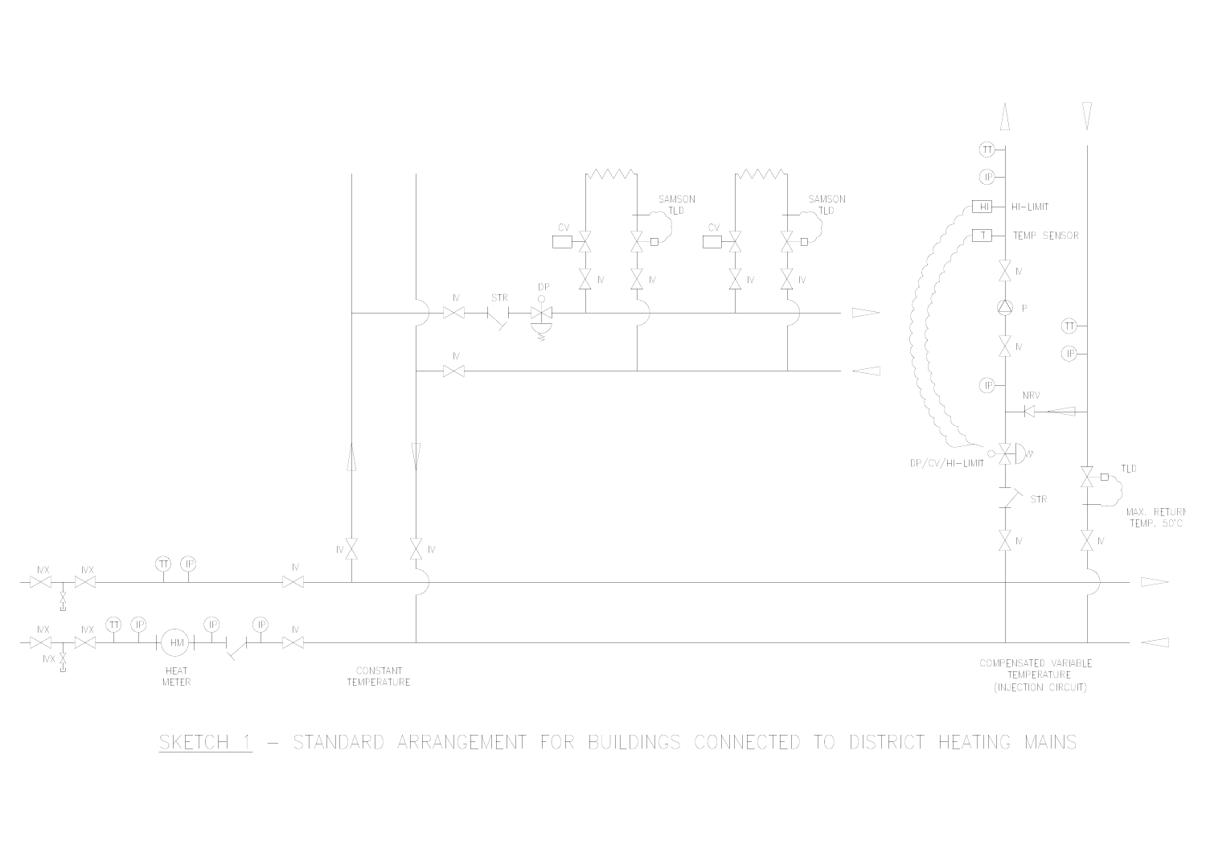SAMSON TLD

SAMSON TLD

CV

CV

IV

IV

IV

IV

IV

STR

DP

IV

TT

IP

HI — HI-LIMIT

T — TEMP SENSOR

IV

P

IV

IP

NRV

TT

IP

DP/CV/HI-LIMIT

TLD

STR

MAX. RETURN TEMP. 50°C

IV

IV

IVX

IVX

TT

IP

IV

IV

IV

IVX

IVX

TT

IP

HM

IP

IP

IV

IVX

HEAT METER

CONSTANT TEMPERATURE

COMPENSATED VARIABLE TEMPERATURE (INJECTION CIRCUIT)

SKETCH 1 – STANDARD ARRANGEMENT FOR BUILDINGS CONNECTED TO DISTRICT HEATING MAINS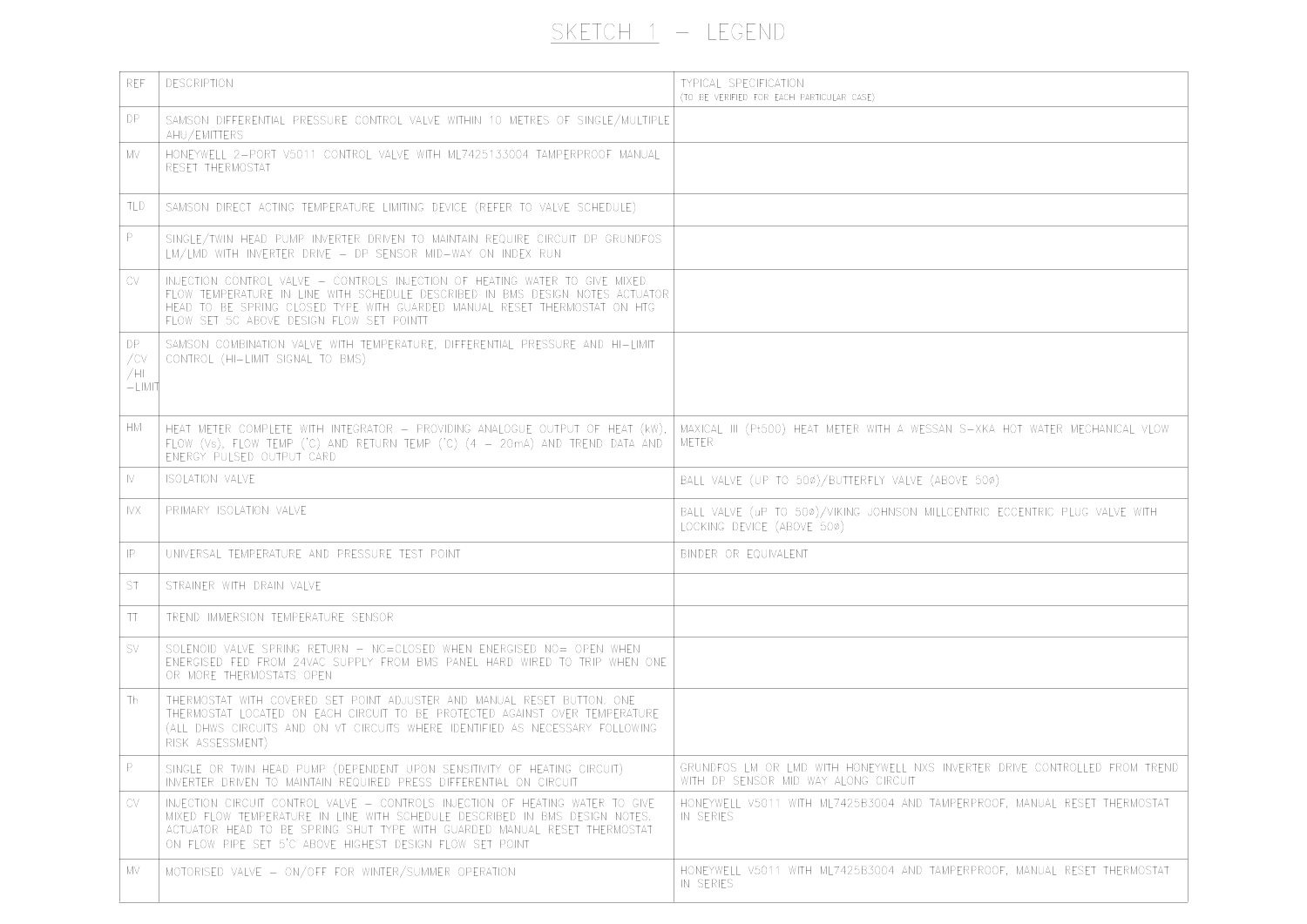# SKETCH 1 – LEGEND

| REF | DESCRIPTION | TYPICAL SPECIFICATION (TO BE VERIFIED FOR EACH PARTICULAR CASE) |
|---|---|---|
| DP | SAMSON DIFFERENTIAL PRESSURE CONTROL VALVE WITHIN 10 METRES OF SINGLE/MULTIPLE AHU/EMITTERS | |
| MV | HONEYWELL 2-PORT V5011 CONTROL VALVE WITH ML7425133004 TAMPERPROOF MANUAL RESET THERMOSTAT | |
| TLD | SAMSON DIRECT ACTING TEMPERATURE LIMITING DEVICE (REFER TO VALVE SCHEDULE) | |
| P | SINGLE/TWIN HEAD PUMP INVERTER DRIVEN TO MAINTAIN REQUIRE CIRCUIT DP GRUNDFOS LM/LMD WITH INVERTER DRIVE – DP SENSOR MID-WAY ON INDEX RUN | |
| CV | INJECTION CONTROL VALVE – CONTROLS INJECTION OF HEATING WATER TO GIVE MIXED FLOW TEMPERATURE IN LINE WITH SCHEDULE DESCRIBED IN BMS DESIGN NOTES ACTUATOR HEAD TO BE SPRING CLOSED TYPE WITH GUARDED MANUAL RESET THERMOSTAT ON HTG FLOW SET 5C ABOVE DESIGN FLOW SET POINTT | |
| DP /CV /HI –LIMIT | SAMSON COMBINATION VALVE WITH TEMPERATURE, DIFFERENTIAL PRESSURE AND HI-LIMIT CONTROL (HI-LIMIT SIGNAL TO BMS) | |
| HM | HEAT METER COMPLETE WITH INTEGRATOR – PROVIDING ANALOGUE OUTPUT OF HEAT (kW), FLOW (l/s), FLOW TEMP (°C) AND RETURN TEMP (°C) (4 – 20mA) AND TREND DATA AND ENERGY PULSED OUTPUT CARD | MAXICAL III (Pt500) HEAT METER WITH A WESSAN S-XKA HOT WATER MECHANICAL VLOW METER |
| IV | ISOLATION VALVE | BALL VALVE (UP TO 50ø)/BUTTERFLY VALVE (ABOVE 50ø) |
| IVX | PRIMARY ISOLATION VALVE | BALL VALVE (uP TO 50ø)/VIKING JOHNSON MILLCENTRIC ECCENTRIC PLUG VALVE WITH LOCKING DEVICE (ABOVE 50ø) |
| TP | UNIVERSAL TEMPERATURE AND PRESSURE TEST POINT | BINDER OR EQUIVALENT |
| ST | STRAINER WITH DRAIN VALVE | |
| TT | TREND IMMERSION TEMPERATURE SENSOR | |
| SV | SOLENOID VALVE SPRING RETURN – NC=CLOSED WHEN ENERGISED NO= OPEN WHEN ENERGISED FED FROM 24VAC SUPPLY FROM BMS PANEL HARD WIRED TO TRIP WHEN ONE OR MORE THERMOSTATS OPEN | |
| Th | THERMOSTAT WITH COVERED SET POINT ADJUSTER AND MANUAL RESET BUTTON. ONE THERMOSTAT LOCATED ON EACH CIRCUIT TO BE PROTECTED AGAINST OVER TEMPERATURE (ALL DHWS CIRCUITS AND ON VT CIRCUITS WHERE IDENTIFIED AS NECESSARY FOLLOWING RISK ASSESSMENT) | |
| P | SINGLE OR TWIN HEAD PUMP (DEPENDENT UPON SENSITIVITY OF HEATING CIRCUIT) INVERTER DRIVEN TO MAINTAIN REQUIRED PRESS DIFFERENTIAL ON CIRCUIT | GRUNDFOS LM OR LMD WITH HONEYWELL NXS INVERTER DRIVE CONTROLLED FROM TREND WITH DP SENSOR MID WAY ALONG CIRCUIT |
| CV | INJECTION CIRCUIT CONTROL VALVE – CONTROLS INJECTION OF HEATING WATER TO GIVE MIXED FLOW TEMPERATURE IN LINE WITH SCHEDULE DESCRIBED IN BMS DESIGN NOTES. ACTUATOR HEAD TO BE SPRING SHUT TYPE WITH GUARDED MANUAL RESET THERMOSTAT ON FLOW PIPE SET 5°C ABOVE HIGHEST DESIGN FLOW SET POINT | HONEYWELL V5011 WITH ML7425B3004 AND TAMPERPROOF, MANUAL RESET THERMOSTAT IN SERIES |
| MV | MOTORISED VALVE – ON/OFF FOR WINTER/SUMMER OPERATION | HONEYWELL V5011 WITH ML7425B3004 AND TAMPERPROOF, MANUAL RESET THERMOSTAT IN SERIES |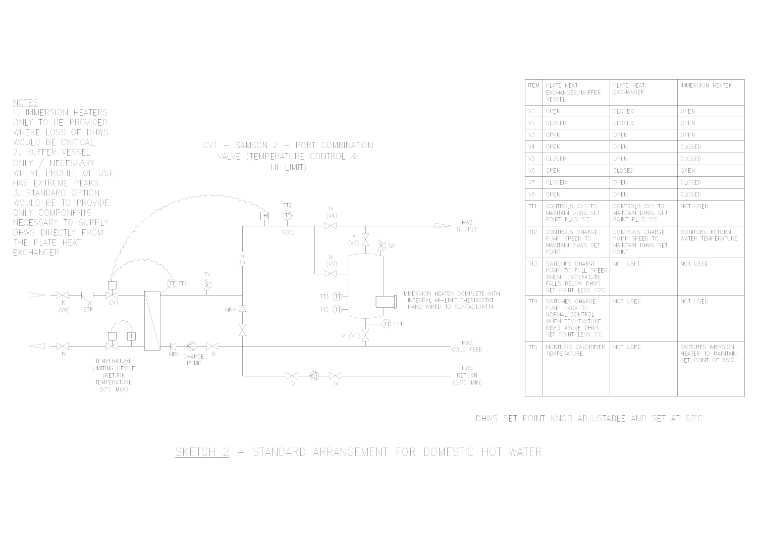NOTES
1. IMMERSION HEATERS ONLY TO BE PROVIDED WHERE LOSS OF DHWS WOULD BE CRITICAL
2. BUFFER VESSEL ONLY / NECESSARY WHERE PROFILE OF USE HAS EXTREME PEAKS
3. STANDARD OPTION WOULD BE TO PROVIDE ONLY COMPONENTS NECESSARY TO SUPPLY DHWS DIRECTLY FROM THE PLATE HEAT EXCHANGER

CV1 – SAMSON 2 – PORT COMBINATION VALVE (TEMPERATURE CONTROL & HI-LIMIT)

HI
TT2
60°C
IV (V4)
HWS SUPPLY
IV (V3)
SV
IV (V2)
TT1
SV
IV (V8)
STR
CV1
NRV
TT3
TT5
IMMERSION HEATER COMPLETE WITH INTEGRAL HI-LIMIT THERMOSTAT HARD WIRED TO CONTACTORTT4
TT4
IV (V1)
IV
T
NRV
CHARGE PUMP
IV
HWS COLD FEED
TEMPERATURE LIMITING DEVICE (RETURN TEMPERATURE 50°C MAX)
IV
IV
HWS RETURN (55°C MIN)

| ITEM | PLATE HEAT EXCHANGER/BUFFER VESSEL | PLATE HEAT EXCHANGER | IMMERSION HEATER |
|---|---|---|---|
| V1 | OPEN | CLOSED | OPEN |
| V2 | CLOSED | CLOSED | OPEN |
| V3 | OPEN | OPEN | OPEN |
| V4 | OPEN | OPEN | CLOSED |
| V5 | CLOSED | OPEN | CLOSED |
| V6 | OPEN | CLOSED | OPEN |
| V7 | CLOSED | OPEN | CLOSED |
| V8 | OPEN | OPEN | CLOSED |
| TT1 | CONTROLS CV1 TO MAINTAIN DHWS SET POINT PLUS 5°C | CONTROLS CV1 TO MAINTAIN DHWS SET POINT PLUS 5°C | NOT USED |
| TT2 | CONTROLS CHARGE PUMP SPEED TO MAINTAIN DHWS SET POINT | CONTROLS CHARGE PUMP SPEED TO MAINTAIN DHWS SET POINT | MONITORS RETURN WATER TEMPERATURE |
| TT3 | SWITCHES CHARGE PUMP TO FULL SPEED WHEN TEMPERATURE FALLS BELOW DHWS SET POINT LESS 10°C | NOT USED | NOT USED |
| TT4 | SWITCHES CHARGE PUMP BACK TO NORMAL CONTROL WHEN TEMPERATURE RISES ABOVE DHWS SET POINT LESS 2°C | NOT USED | NOT USED |
| TT5 | MONITORS CALORIFIER TEMPERATURE | NOT USED | SWITCHES IMERSION HEATER TO MAINTAIN SET POINT OF 65°C |

DHWS SET POINT KNOB ADJUSTABLE AND SET AT 60°C

SKETCH 2 – STANDARD ARRANGEMENT FOR DOMESTIC HOT WATER